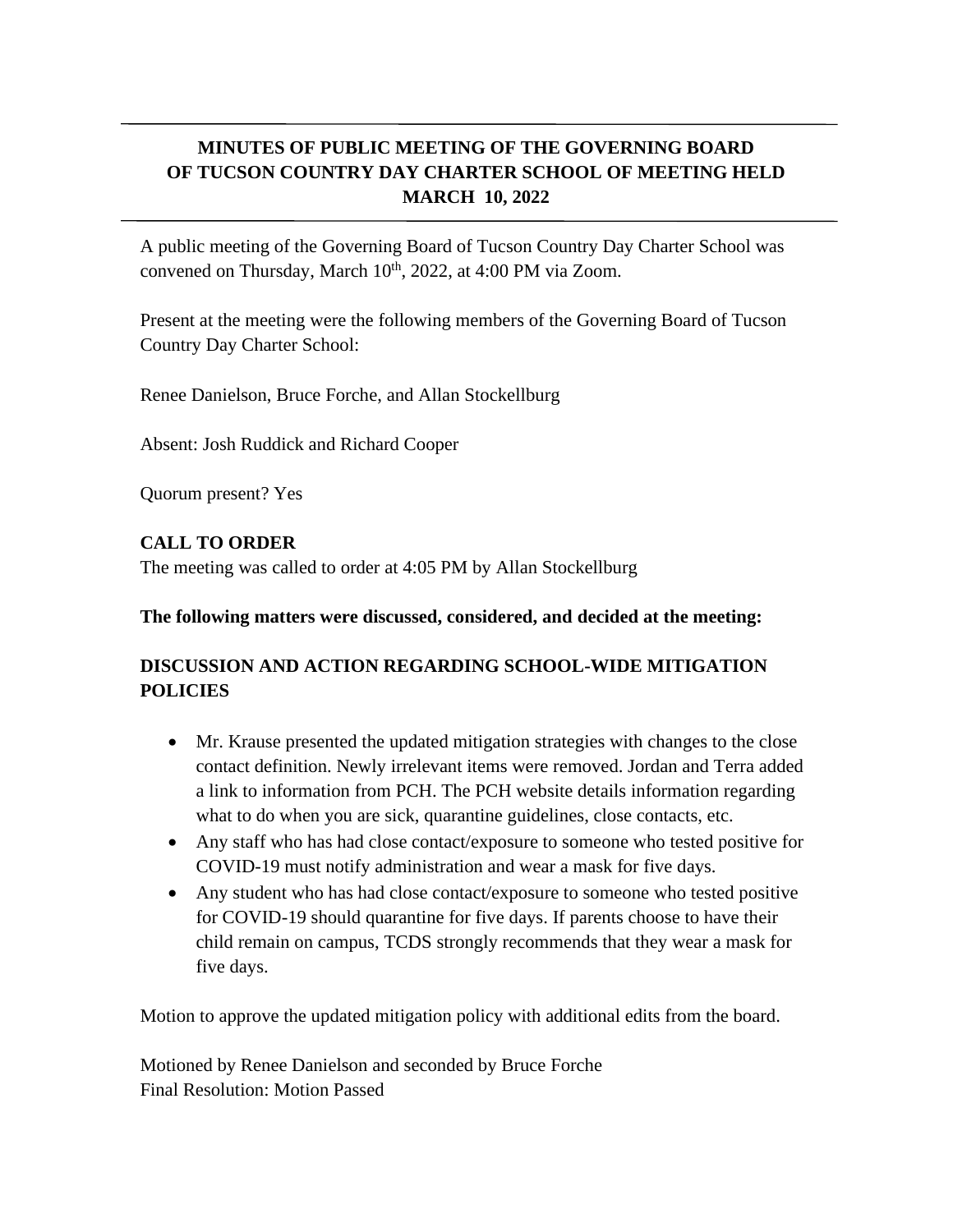# MINUTES OF PUBLIC MEETING OF THE GOVERNING BOARD OF TUCSON COUNTRY DAY CHARTER SCHOOL OF MEETING HELD MARCH 10, 2022

A public meeting of the Governing Board of Tucson Country Day Charter School was convened on Thursday, March 10th, 2022, at 4:00 PM via Zoom.

Present at the meeting were the following members of the Governing Board of Tucson Country Day Charter School:

Renee Danielson, Bruce Forche, and Allan Stockellburg

Absent: Josh Ruddick and Richard Cooper

Quorum present? Yes

## CALL TO ORDER

The meeting was called to order at 4:05 PM by Allan Stockellburg

**The following matters were discussed, considered, and decided at the meeting:**

## DISCUSSION AND ACTION REGARDING SCHOOL-WIDE MITIGATION POLICIES

- Mr. Krause presented the updated mitigation strategies with changes to the close contact definition. Newly irrelevant items were removed. Jordan and Terra added a link to information from PCH. The PCH website details information regarding what to do when you are sick, quarantine guidelines, close contacts, etc.
- Any staff who has had close contact/exposure to someone who tested positive for COVID-19 must notify administration and wear a mask for five days.
- Any student who has had close contact/exposure to someone who tested positive for COVID-19 should quarantine for five days. If parents choose to have their child remain on campus, TCDS strongly recommends that they wear a mask for five days.

Motion to approve the updated mitigation policy with additional edits from the board.

Motioned by Renee Danielson and seconded by Bruce Forche
Final Resolution: Motion Passed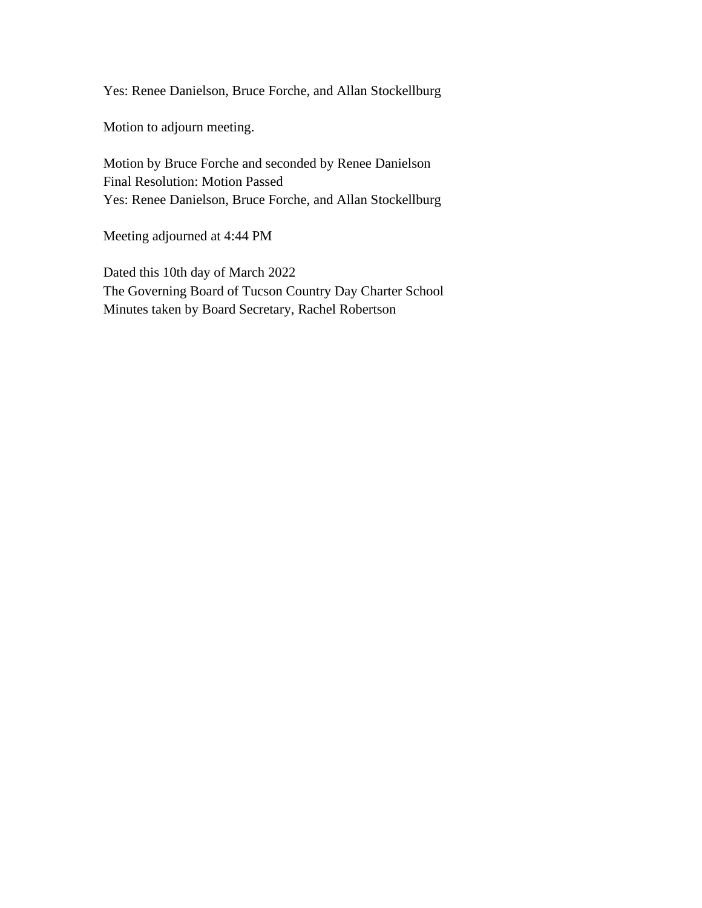Yes: Renee Danielson, Bruce Forche, and Allan Stockellburg

Motion to adjourn meeting.

Motion by Bruce Forche and seconded by Renee Danielson
Final Resolution: Motion Passed
Yes: Renee Danielson, Bruce Forche, and Allan Stockellburg

Meeting adjourned at 4:44 PM

Dated this 10th day of March 2022
The Governing Board of Tucson Country Day Charter School
Minutes taken by Board Secretary, Rachel Robertson